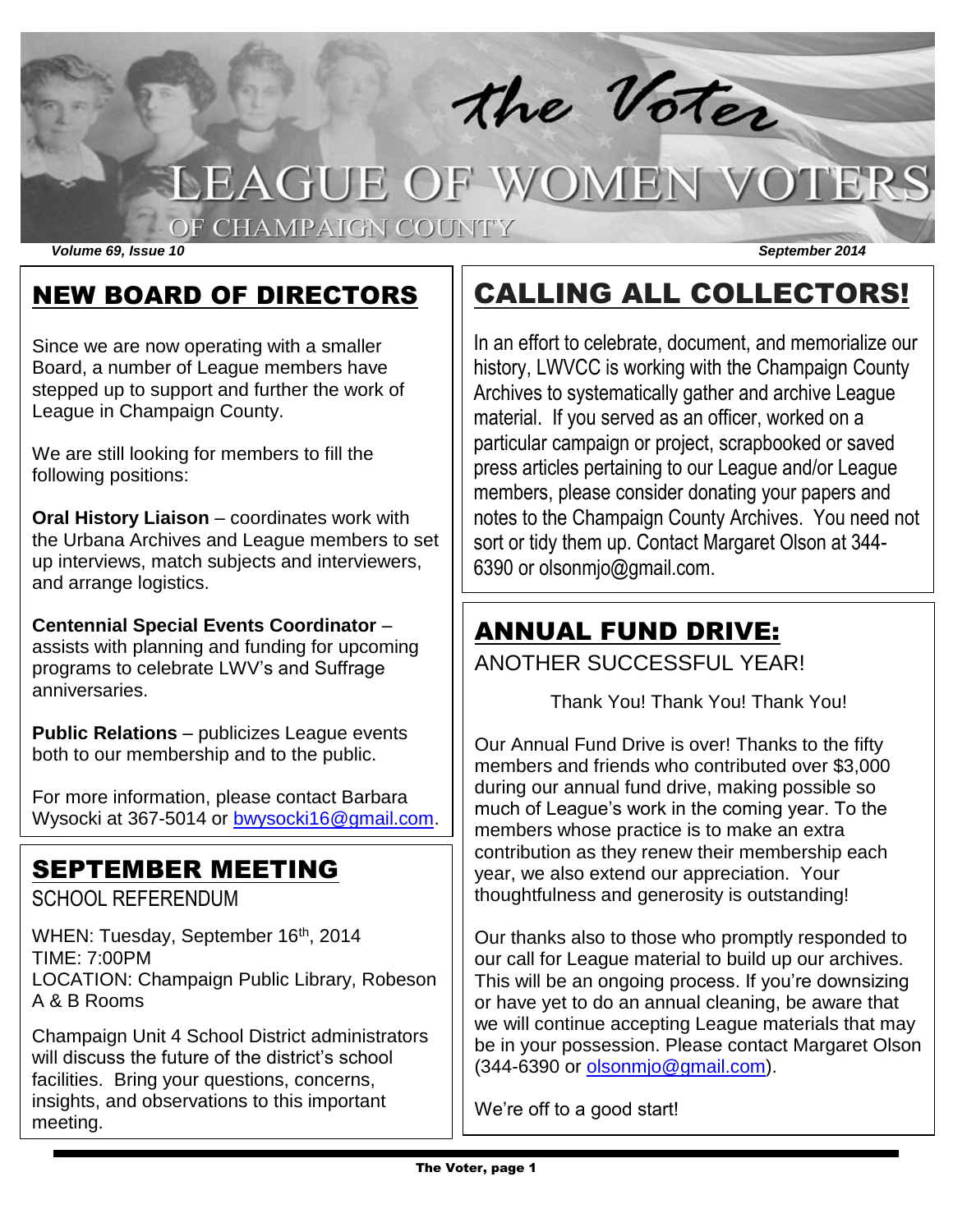# the Voter

# LEAGUE OF WOMEN VOTERS

## OF CHAMPAIGN COUNTY

***Volume 69, Issue 10*** ***September 2014***

## NEW BOARD OF DIRECTORS

Since we are now operating with a smaller Board, a number of League members have stepped up to support and further the work of League in Champaign County.

We are still looking for members to fill the following positions:

**Oral History Liaison** – coordinates work with the Urbana Archives and League members to set up interviews, match subjects and interviewers, and arrange logistics.

**Centennial Special Events Coordinator** – assists with planning and funding for upcoming programs to celebrate LWV's and Suffrage anniversaries.

**Public Relations** – publicizes League events both to our membership and to the public.

For more information, please contact Barbara Wysocki at 367-5014 or bwysocki16@gmail.com.

## SEPTEMBER MEETING

SCHOOL REFERENDUM

WHEN: Tuesday, September 16th, 2014
TIME: 7:00PM
LOCATION: Champaign Public Library, Robeson A & B Rooms

Champaign Unit 4 School District administrators will discuss the future of the district's school facilities. Bring your questions, concerns, insights, and observations to this important meeting.

## CALLING ALL COLLECTORS!

In an effort to celebrate, document, and memorialize our history, LWVCC is working with the Champaign County Archives to systematically gather and archive League material. If you served as an officer, worked on a particular campaign or project, scrapbooked or saved press articles pertaining to our League and/or League members, please consider donating your papers and notes to the Champaign County Archives. You need not sort or tidy them up. Contact Margaret Olson at 344-6390 or olsonmjo@gmail.com.

## ANNUAL FUND DRIVE:

ANOTHER SUCCESSFUL YEAR!

Thank You! Thank You! Thank You!

Our Annual Fund Drive is over! Thanks to the fifty members and friends who contributed over $3,000 during our annual fund drive, making possible so much of League's work in the coming year. To the members whose practice is to make an extra contribution as they renew their membership each year, we also extend our appreciation. Your thoughtfulness and generosity is outstanding!

Our thanks also to those who promptly responded to our call for League material to build up our archives. This will be an ongoing process. If you're downsizing or have yet to do an annual cleaning, be aware that we will continue accepting League materials that may be in your possession. Please contact Margaret Olson (344-6390 or olsonmjo@gmail.com).

We're off to a good start!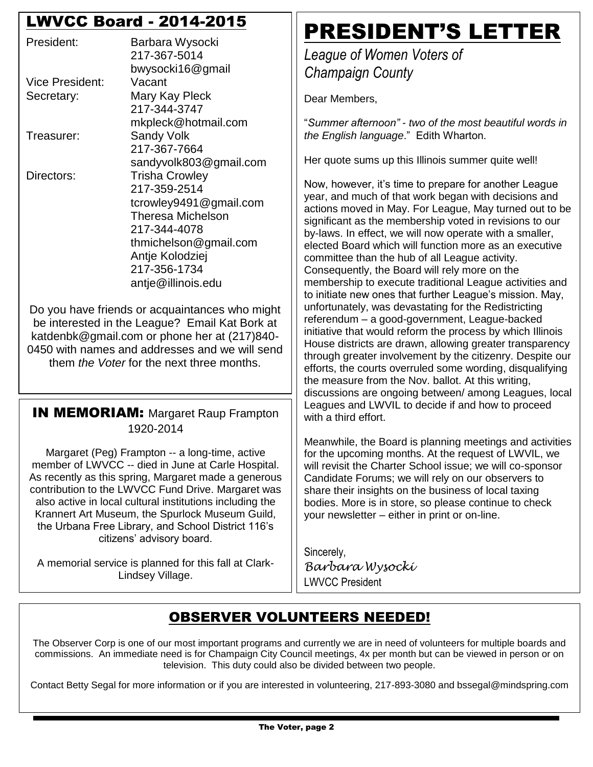## LWVCC Board - 2014-2015

| | |
|---|---|
| President: | Barbara Wysocki<br>217-367-5014<br>bwysocki16@gmail |
| Vice President: | Vacant |
| Secretary: | Mary Kay Pleck<br>217-344-3747<br>mkpleck@hotmail.com |
| Treasurer: | Sandy Volk<br>217-367-7664<br>sandyvolk803@gmail.com |
| Directors: | Trisha Crowley<br>217-359-2514<br>tcrowley9491@gmail.com<br>Theresa Michelson<br>217-344-4078<br>thmichelson@gmail.com<br>Antje Kolodziej<br>217-356-1734<br>antje@illinois.edu |

Do you have friends or acquaintances who might be interested in the League? Email Kat Bork at katdenbk@gmail.com or phone her at (217)840-0450 with names and addresses and we will send them *the Voter* for the next three months.

## IN MEMORIAM: Margaret Raup Frampton 1920-2014

Margaret (Peg) Frampton -- a long-time, active member of LWVCC -- died in June at Carle Hospital. As recently as this spring, Margaret made a generous contribution to the LWVCC Fund Drive. Margaret was also active in local cultural institutions including the Krannert Art Museum, the Spurlock Museum Guild, the Urbana Free Library, and School District 116's citizens' advisory board.

A memorial service is planned for this fall at Clark-Lindsey Village.

# PRESIDENT'S LETTER

*League of Women Voters of Champaign County*

Dear Members,

"*Summer afternoon" - two of the most beautiful words in the English language*." Edith Wharton.

Her quote sums up this Illinois summer quite well!

Now, however, it's time to prepare for another League year, and much of that work began with decisions and actions moved in May. For League, May turned out to be significant as the membership voted in revisions to our by-laws. In effect, we will now operate with a smaller, elected Board which will function more as an executive committee than the hub of all League activity. Consequently, the Board will rely more on the membership to execute traditional League activities and to initiate new ones that further League's mission. May, unfortunately, was devastating for the Redistricting referendum – a good-government, League-backed initiative that would reform the process by which Illinois House districts are drawn, allowing greater transparency through greater involvement by the citizenry. Despite our efforts, the courts overruled some wording, disqualifying the measure from the Nov. ballot. At this writing, discussions are ongoing between/ among Leagues, local Leagues and LWVIL to decide if and how to proceed with a third effort.

Meanwhile, the Board is planning meetings and activities for the upcoming months. At the request of LWVIL, we will revisit the Charter School issue; we will co-sponsor Candidate Forums; we will rely on our observers to share their insights on the business of local taxing bodies. More is in store, so please continue to check your newsletter – either in print or on-line.

Sincerely,
*Barbara Wysocki*
LWVCC President

## OBSERVER VOLUNTEERS NEEDED!

The Observer Corp is one of our most important programs and currently we are in need of volunteers for multiple boards and commissions. An immediate need is for Champaign City Council meetings, 4x per month but can be viewed in person or on television. This duty could also be divided between two people.

Contact Betty Segal for more information or if you are interested in volunteering, 217-893-3080 and bssegal@mindspring.com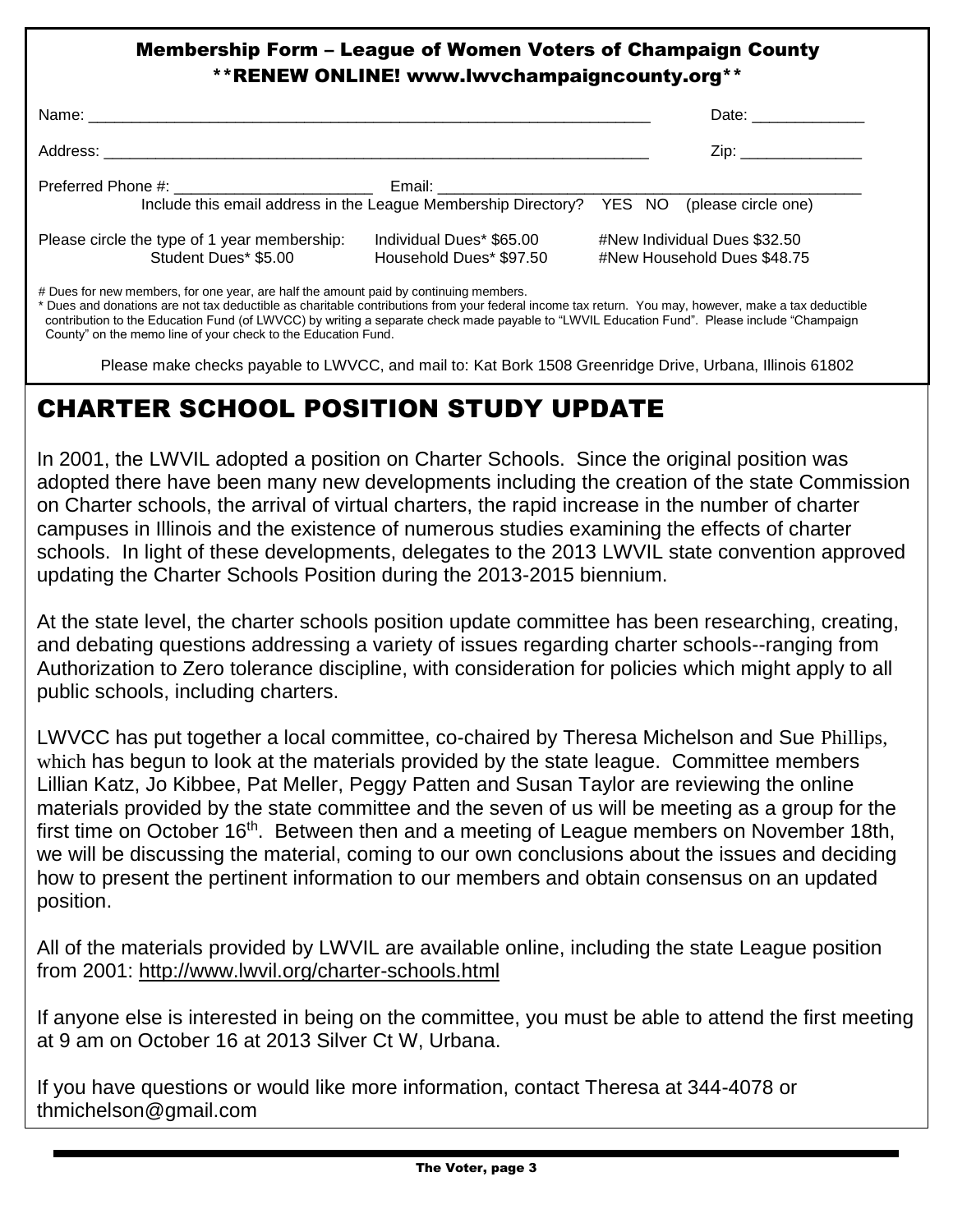## Membership Form – League of Women Voters of Champaign County

**\*\*RENEW ONLINE! www.lwvchampaigncounty.org\*\***

Name: ______________________________________________ Date: _____________

Address: ____________________________________________ Zip: ______________

Preferred Phone #: ______________________ Email: ______________________________

Include this email address in the League Membership Directory? YES NO (please circle one)

Please circle the type of 1 year membership: Individual Dues* $65.00 #New Individual Dues $32.50

Student Dues* $5.00 Household Dues* $97.50 #New Household Dues $48.75

# Dues for new members, for one year, are half the amount paid by continuing members.

* Dues and donations are not tax deductible as charitable contributions from your federal income tax return. You may, however, make a tax deductible contribution to the Education Fund (of LWVCC) by writing a separate check made payable to "LWVIL Education Fund". Please include "Champaign County" on the memo line of your check to the Education Fund.

Please make checks payable to LWVCC, and mail to: Kat Bork 1508 Greenridge Drive, Urbana, Illinois 61802

# CHARTER SCHOOL POSITION STUDY UPDATE

In 2001, the LWVIL adopted a position on Charter Schools. Since the original position was adopted there have been many new developments including the creation of the state Commission on Charter schools, the arrival of virtual charters, the rapid increase in the number of charter campuses in Illinois and the existence of numerous studies examining the effects of charter schools. In light of these developments, delegates to the 2013 LWVIL state convention approved updating the Charter Schools Position during the 2013-2015 biennium.

At the state level, the charter schools position update committee has been researching, creating, and debating questions addressing a variety of issues regarding charter schools--ranging from Authorization to Zero tolerance discipline, with consideration for policies which might apply to all public schools, including charters.

LWVCC has put together a local committee, co-chaired by Theresa Michelson and Sue Phillips, which has begun to look at the materials provided by the state league. Committee members Lillian Katz, Jo Kibbee, Pat Meller, Peggy Patten and Susan Taylor are reviewing the online materials provided by the state committee and the seven of us will be meeting as a group for the first time on October 16th. Between then and a meeting of League members on November 18th, we will be discussing the material, coming to our own conclusions about the issues and deciding how to present the pertinent information to our members and obtain consensus on an updated position.

All of the materials provided by LWVIL are available online, including the state League position from 2001: http://www.lwvil.org/charter-schools.html

If anyone else is interested in being on the committee, you must be able to attend the first meeting at 9 am on October 16 at 2013 Silver Ct W, Urbana.

If you have questions or would like more information, contact Theresa at 344-4078 or thmichelson@gmail.com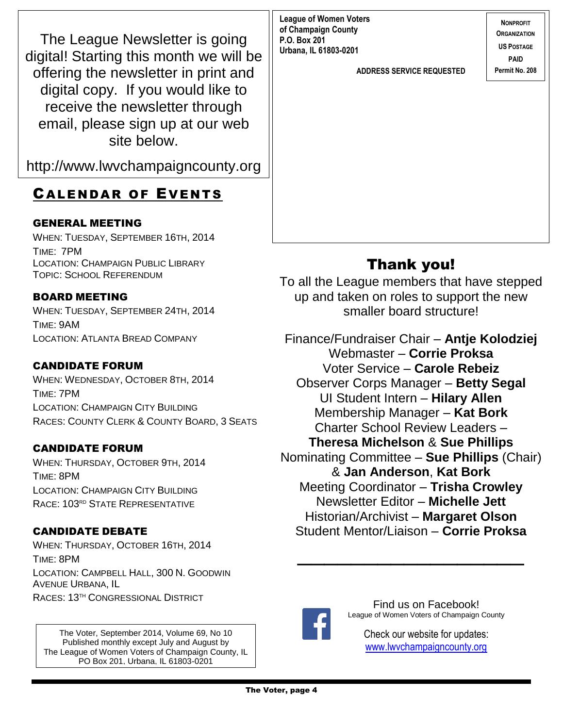The League Newsletter is going digital! Starting this month we will be offering the newsletter in print and digital copy. If you would like to receive the newsletter through email, please sign up at our web site below.

http://www.lwvchampaigncounty.org

League of Women Voters
of Champaign County
P.O. Box 201
Urbana, IL 61803-0201

ADDRESS SERVICE REQUESTED

NONPROFIT ORGANIZATION
US POSTAGE
PAID
Permit No. 208

## CALENDAR OF EVENTS

### GENERAL MEETING

WHEN: TUESDAY, SEPTEMBER 16TH, 2014
TIME: 7PM
LOCATION: CHAMPAIGN PUBLIC LIBRARY
TOPIC: SCHOOL REFERENDUM

### BOARD MEETING

WHEN: TUESDAY, SEPTEMBER 24TH, 2014
TIME: 9AM
LOCATION: ATLANTA BREAD COMPANY

### CANDIDATE FORUM

WHEN: WEDNESDAY, OCTOBER 8TH, 2014
TIME: 7PM
LOCATION: CHAMPAIGN CITY BUILDING
RACES: COUNTY CLERK & COUNTY BOARD, 3 SEATS

### CANDIDATE FORUM

WHEN: THURSDAY, OCTOBER 9TH, 2014
TIME: 8PM
LOCATION: CHAMPAIGN CITY BUILDING
RACE: 103RD STATE REPRESENTATIVE

### CANDIDATE DEBATE

WHEN: THURSDAY, OCTOBER 16TH, 2014
TIME: 8PM
LOCATION: CAMPBELL HALL, 300 N. GOODWIN AVENUE URBANA, IL
RACES: 13TH CONGRESSIONAL DISTRICT

The Voter, September 2014, Volume 69, No 10
Published monthly except July and August by
The League of Women Voters of Champaign County, IL
PO Box 201, Urbana, IL 61803-0201

## Thank you!

To all the League members that have stepped up and taken on roles to support the new smaller board structure!

Finance/Fundraiser Chair – **Antje Kolodziej**
Webmaster – **Corrie Proksa**
Voter Service – **Carole Rebeiz**
Observer Corps Manager – **Betty Segal**
UI Student Intern – **Hilary Allen**
Membership Manager – **Kat Bork**
Charter School Review Leaders – **Theresa Michelson** & **Sue Phillips**
Nominating Committee – **Sue Phillips** (Chair) & **Jan Anderson**, **Kat Bork**
Meeting Coordinator – **Trisha Crowley**
Newsletter Editor – **Michelle Jett**
Historian/Archivist – **Margaret Olson**
Student Mentor/Liaison – **Corrie Proksa**

---

Find us on Facebook!
League of Women Voters of Champaign County

Check our website for updates:
www.lwvchampaigncounty.org